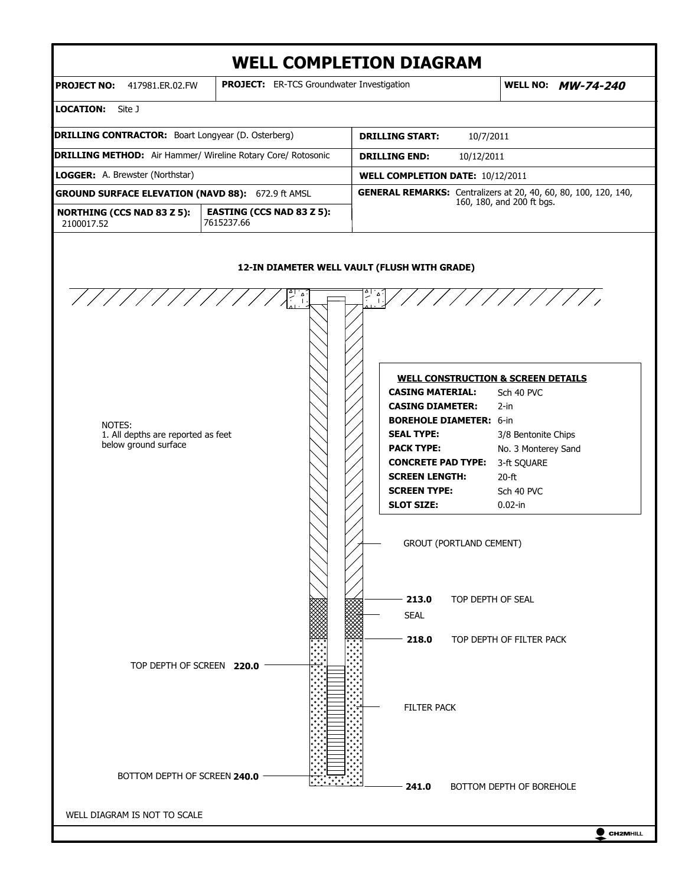# WELL COMPLETION DIAGRAM

| | | |
|---|---|---|
| **PROJECT NO:** 417981.ER.02.FW | **PROJECT:** ER-TCS Groundwater Investigation | **WELL NO:** ***MW-74-240*** |

**LOCATION:** Site J

| | |
|---|---|
| **DRILLING CONTRACTOR:** Boart Longyear (D. Osterberg) | **DRILLING START:** 10/7/2011 |
| **DRILLING METHOD:** Air Hammer/ Wireline Rotary Core/ Rotosonic | **DRILLING END:** 10/12/2011 |
| **LOGGER:** A. Brewster (Northstar) | **WELL COMPLETION DATE:** 10/12/2011 |
| **GROUND SURFACE ELEVATION (NAVD 88):** 672.9 ft AMSL | **GENERAL REMARKS:** Centralizers at 20, 40, 60, 80, 100, 120, 140, 160, 180, and 200 ft bgs. |
| **NORTHING (CCS NAD 83 Z 5):** 2100017.52 / **EASTING (CCS NAD 83 Z 5):** 7615237.66 | |

**12-IN DIAMETER WELL VAULT (FLUSH WITH GRADE)**

NOTES:
1. All depths are reported as feet below ground surface

**WELL CONSTRUCTION & SCREEN DETAILS**

| | |
|---|---|
| **CASING MATERIAL:** | Sch 40 PVC |
| **CASING DIAMETER:** | 2-in |
| **BOREHOLE DIAMETER:** | 6-in |
| **SEAL TYPE:** | 3/8 Bentonite Chips |
| **PACK TYPE:** | No. 3 Monterey Sand |
| **CONCRETE PAD TYPE:** | 3-ft SQUARE |
| **SCREEN LENGTH:** | 20-ft |
| **SCREEN TYPE:** | Sch 40 PVC |
| **SLOT SIZE:** | 0.02-in |

GROUT (PORTLAND CEMENT)

**213.0** TOP DEPTH OF SEAL

SEAL

**218.0** TOP DEPTH OF FILTER PACK

TOP DEPTH OF SCREEN **220.0**

FILTER PACK

BOTTOM DEPTH OF SCREEN **240.0**

**241.0** BOTTOM DEPTH OF BOREHOLE

WELL DIAGRAM IS NOT TO SCALE

CH2MHILL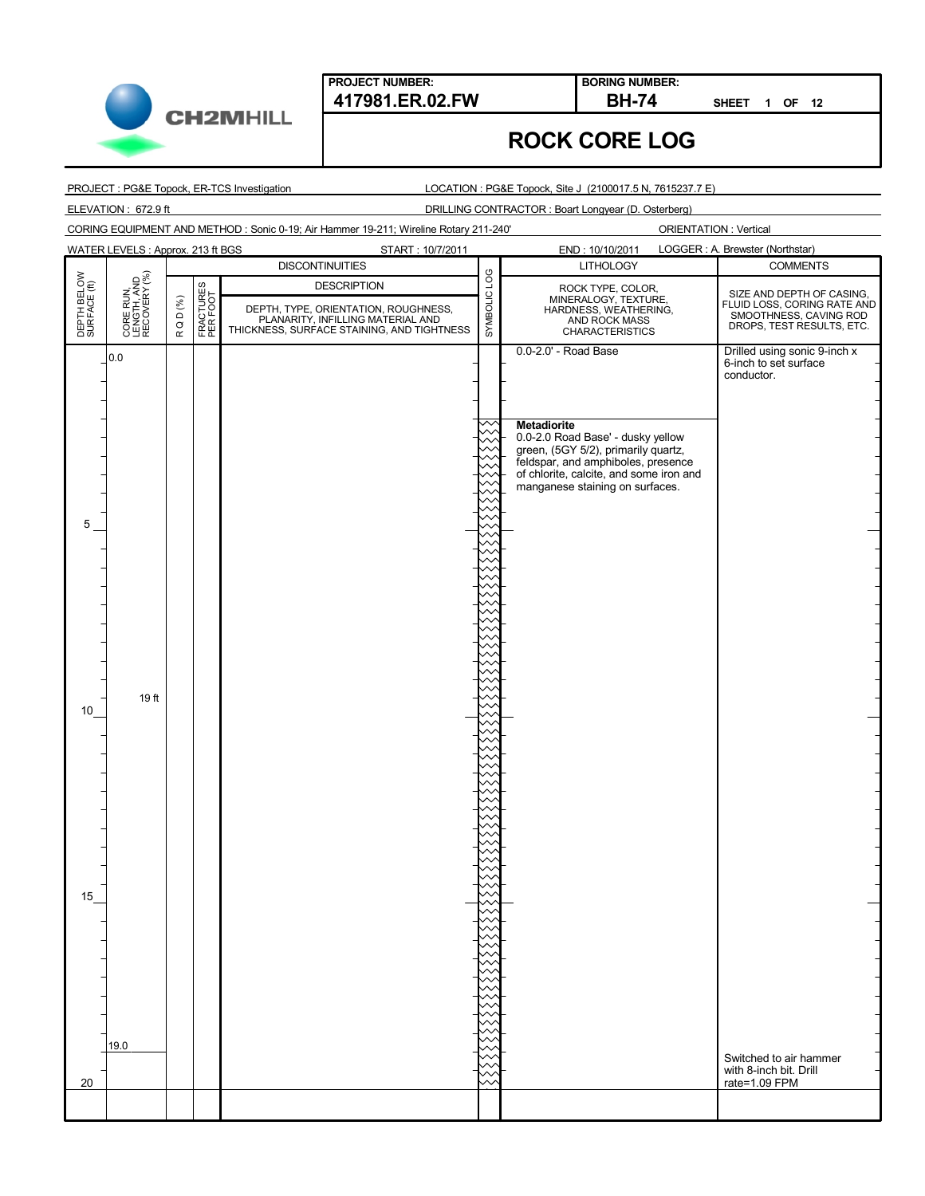**PROJECT NUMBER:** 417981.ER.02.FW

**BORING NUMBER:** BH-74

SHEET 1 OF 12

# ROCK CORE LOG

PROJECT : PG&E Topock, ER-TCS Investigation

LOCATION : PG&E Topock, Site J (2100017.5 N, 7615237.7 E)

ELEVATION : 672.9 ft

DRILLING CONTRACTOR : Boart Longyear (D. Osterberg)

CORING EQUIPMENT AND METHOD : Sonic 0-19; Air Hammer 19-211; Wireline Rotary 211-240'

ORIENTATION : Vertical

WATER LEVELS : Approx. 213 ft BGS

START : 10/7/2011

END : 10/10/2011

LOGGER : A. Brewster (Northstar)

| DEPTH BELOW SURFACE (ft) | CORE RUN, LENGTH, AND RECOVERY (%) | R Q D (%) | FRACTURES PER FOOT | DISCONTINUITIES DESCRIPTION: DEPTH, TYPE, ORIENTATION, ROUGHNESS, PLANARITY, INFILLING MATERIAL AND THICKNESS, SURFACE STAINING, AND TIGHTNESS | SYMBOLIC LOG | LITHOLOGY: ROCK TYPE, COLOR, MINERALOGY, TEXTURE, HARDNESS, WEATHERING, AND ROCK MASS CHARACTERISTICS | COMMENTS: SIZE AND DEPTH OF CASING, FLUID LOSS, CORING RATE AND SMOOTHNESS, CAVING ROD DROPS, TEST RESULTS, ETC. |
|---|---|---|---|---|---|---|---|
| 0 | 0.0 | | | | | 0.0-2.0' - Road Base | Drilled using sonic 9-inch x 6-inch to set surface conductor. |
| 2 | | | | | | **Metadiorite**<br>0.0-2.0 Road Base' - dusky yellow green, (5GY 5/2), primarily quartz, feldspar, and amphiboles, presence of chlorite, calcite, and some iron and manganese staining on surfaces. | |
| 5 | | | | | | | |
| 10 | 19 ft | | | | | | |
| 15 | | | | | | | |
| 19 | 19.0 | | | | | | |
| 20 | | | | | | | Switched to air hammer with 8-inch bit. Drill rate=1.09 FPM |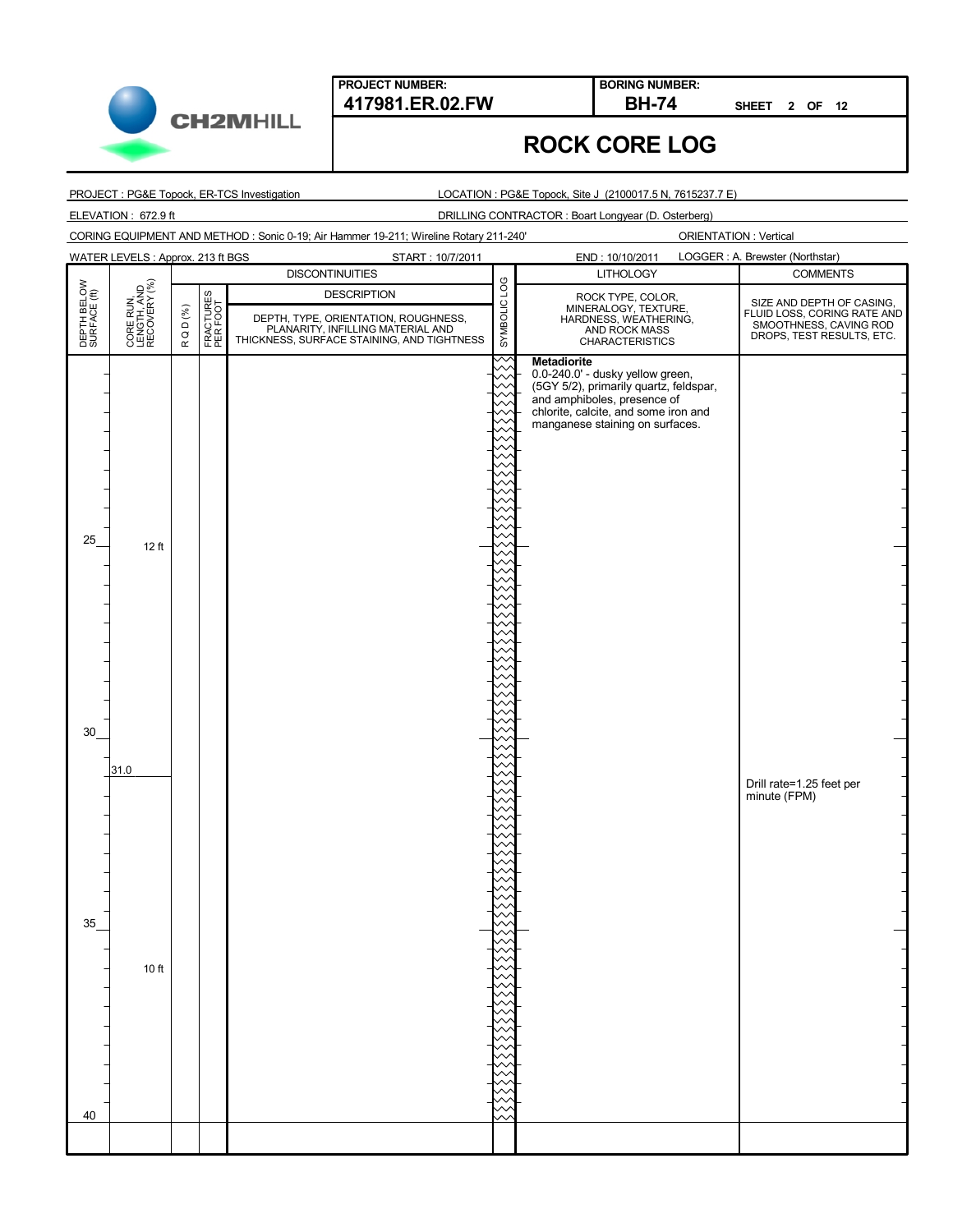**PROJECT NUMBER:** 417981.ER.02.FW

**BORING NUMBER:** BH-74

**SHEET** 2 **OF** 12

# ROCK CORE LOG

PROJECT : PG&E Topock, ER-TCS Investigation

LOCATION : PG&E Topock, Site J (2100017.5 N, 7615237.7 E)

ELEVATION : 672.9 ft

DRILLING CONTRACTOR : Boart Longyear (D. Osterberg)

CORING EQUIPMENT AND METHOD : Sonic 0-19; Air Hammer 19-211; Wireline Rotary 211-240'

ORIENTATION : Vertical

WATER LEVELS : Approx. 213 ft BGS

START : 10/7/2011

END : 10/10/2011

LOGGER : A. Brewster (Northstar)

| DEPTH BELOW SURFACE (ft) | CORE RUN, LENGTH, AND RECOVERY (%) | R Q D (%) | FRACTURES PER FOOT | DISCONTINUITIES DESCRIPTION: DEPTH, TYPE, ORIENTATION, ROUGHNESS, PLANARITY, INFILLING MATERIAL AND THICKNESS, SURFACE STAINING, AND TIGHTNESS | SYMBOLIC LOG | LITHOLOGY: ROCK TYPE, COLOR, MINERALOGY, TEXTURE, HARDNESS, WEATHERING, AND ROCK MASS CHARACTERISTICS | COMMENTS: SIZE AND DEPTH OF CASING, FLUID LOSS, CORING RATE AND SMOOTHNESS, CAVING ROD DROPS, TEST RESULTS, ETC. |
|---|---|---|---|---|---|---|---|
| | | | | | | **Metadiorite** 0.0-240.0' - dusky yellow green, (5GY 5/2), primarily quartz, feldspar, and amphiboles, presence of chlorite, calcite, and some iron and manganese staining on surfaces. | |
| 25 | 12 ft | | | | | | |
| 30 | | | | | | | |
| | 31.0 | | | | | | Drill rate=1.25 feet per minute (FPM) |
| 35 | 10 ft | | | | | | |
| 40 | | | | | | | |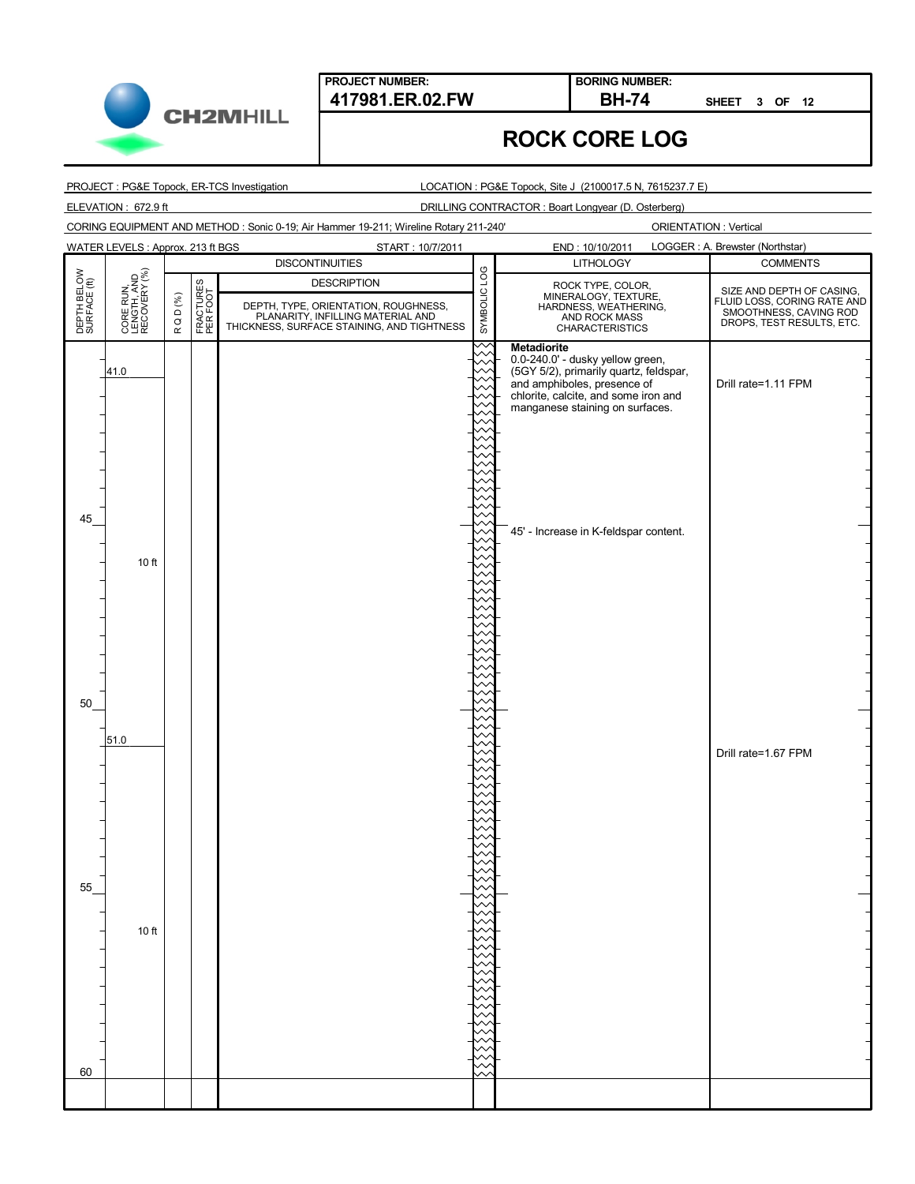**PROJECT NUMBER:** 417981.ER.02.FW

**BORING NUMBER:** BH-74

SHEET 3 OF 12

# ROCK CORE LOG

PROJECT : PG&E Topock, ER-TCS Investigation

LOCATION : PG&E Topock, Site J (2100017.5 N, 7615237.7 E)

ELEVATION : 672.9 ft

DRILLING CONTRACTOR : Boart Longyear (D. Osterberg)

CORING EQUIPMENT AND METHOD : Sonic 0-19; Air Hammer 19-211; Wireline Rotary 211-240'

ORIENTATION : Vertical

WATER LEVELS : Approx. 213 ft BGS

START : 10/7/2011

END : 10/10/2011

LOGGER : A. Brewster (Northstar)

| DEPTH BELOW SURFACE (ft) | CORE RUN, LENGTH, AND RECOVERY (%) | R Q D (%) | FRACTURES PER FOOT | DISCONTINUITIES DESCRIPTION: DEPTH, TYPE, ORIENTATION, ROUGHNESS, PLANARITY, INFILLING MATERIAL AND THICKNESS, SURFACE STAINING, AND TIGHTNESS | SYMBOLIC LOG | LITHOLOGY: ROCK TYPE, COLOR, MINERALOGY, TEXTURE, HARDNESS, WEATHERING, AND ROCK MASS CHARACTERISTICS | COMMENTS: SIZE AND DEPTH OF CASING, FLUID LOSS, CORING RATE AND SMOOTHNESS, CAVING ROD DROPS, TEST RESULTS, ETC. |
|---|---|---|---|---|---|---|---|
| | 41.0 | | | | | **Metadiorite** 0.0-240.0' - dusky yellow green, (5GY 5/2), primarily quartz, feldspar, and amphiboles, presence of chlorite, calcite, and some iron and manganese staining on surfaces. | Drill rate=1.11 FPM |
| 45 | 10 ft | | | | | 45' - Increase in K-feldspar content. | |
| 50 | 51.0 | | | | | | Drill rate=1.67 FPM |
| 55 | 10 ft | | | | | | |
| 60 | | | | | | | |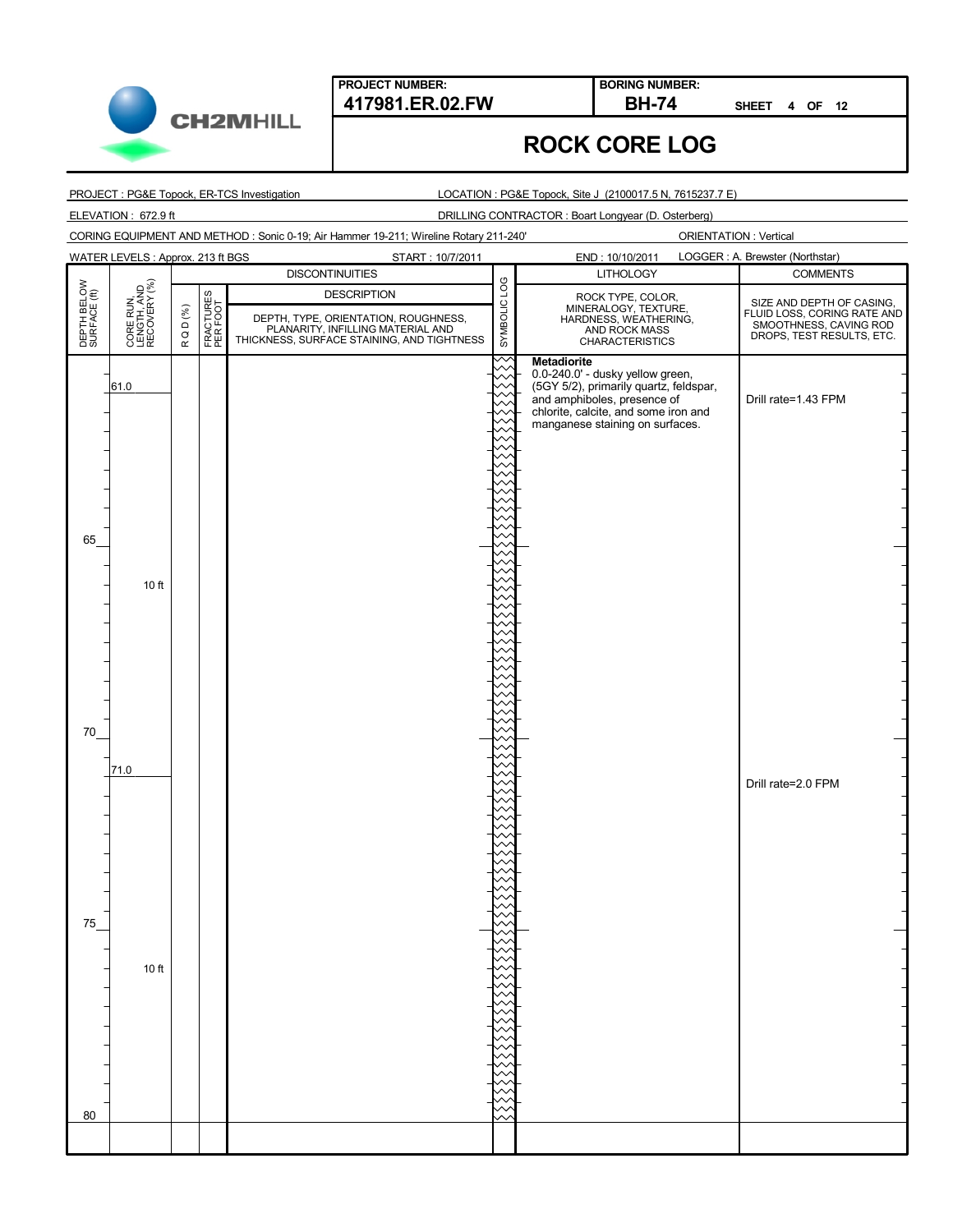| PROJECT NUMBER: | BORING NUMBER: | |
|---|---|---|
| **417981.ER.02.FW** | **BH-74** | SHEET 4 OF 12 |

# ROCK CORE LOG

PROJECT : PG&E Topock, ER-TCS Investigation

LOCATION : PG&E Topock, Site J (2100017.5 N, 7615237.7 E)

ELEVATION : 672.9 ft

DRILLING CONTRACTOR : Boart Longyear (D. Osterberg)

CORING EQUIPMENT AND METHOD : Sonic 0-19; Air Hammer 19-211; Wireline Rotary 211-240'

ORIENTATION : Vertical

WATER LEVELS : Approx. 213 ft BGS

START : 10/7/2011

END : 10/10/2011

LOGGER : A. Brewster (Northstar)

| DEPTH BELOW SURFACE (ft) | CORE RUN, LENGTH, AND RECOVERY (%) | R Q D (%) | FRACTURES PER FOOT | DISCONTINUITIES DESCRIPTION: DEPTH, TYPE, ORIENTATION, ROUGHNESS, PLANARITY, INFILLING MATERIAL AND THICKNESS, SURFACE STAINING, AND TIGHTNESS | SYMBOLIC LOG | LITHOLOGY: ROCK TYPE, COLOR, MINERALOGY, TEXTURE, HARDNESS, WEATHERING, AND ROCK MASS CHARACTERISTICS | COMMENTS: SIZE AND DEPTH OF CASING, FLUID LOSS, CORING RATE AND SMOOTHNESS, CAVING ROD DROPS, TEST RESULTS, ETC. |
|---|---|---|---|---|---|---|---|
| | 61.0 | | | | | **Metadiorite** 0.0-240.0' - dusky yellow green, (5GY 5/2), primarily quartz, feldspar, and amphiboles, presence of chlorite, calcite, and some iron and manganese staining on surfaces. | Drill rate=1.43 FPM |
| 65 | 10 ft | | | | | | |
| 70 | | | | | | | |
| | 71.0 | | | | | | Drill rate=2.0 FPM |
| 75 | 10 ft | | | | | | |
| 80 | | | | | | | |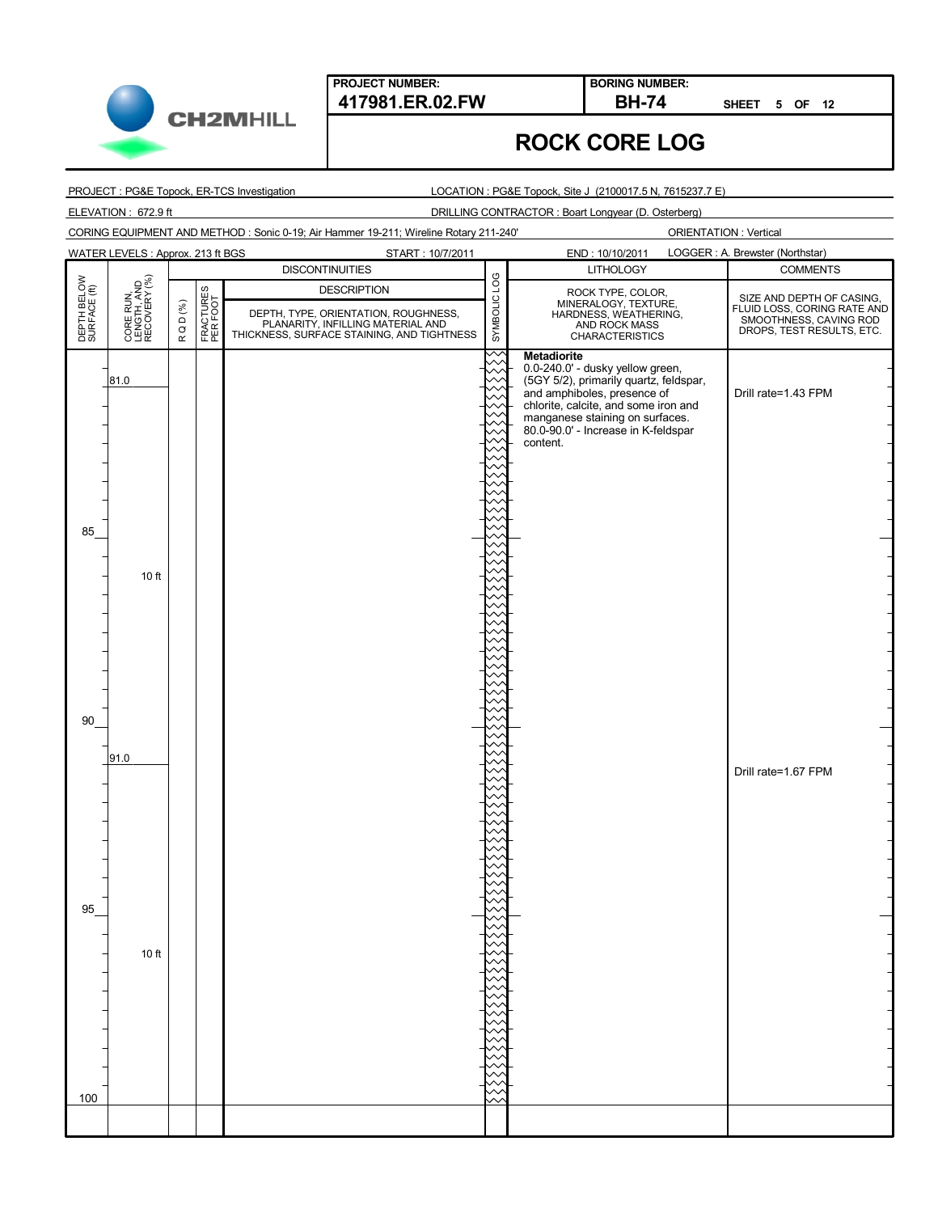**PROJECT NUMBER:** 417981.ER.02.FW

**BORING NUMBER:** BH-74

# ROCK CORE LOG

PROJECT : PG&E Topock, ER-TCS Investigation

LOCATION : PG&E Topock, Site J (2100017.5 N, 7615237.7 E)

ELEVATION : 672.9 ft

DRILLING CONTRACTOR : Boart Longyear (D. Osterberg)

CORING EQUIPMENT AND METHOD : Sonic 0-19; Air Hammer 19-211; Wireline Rotary 211-240'

ORIENTATION : Vertical

WATER LEVELS : Approx. 213 ft BGS

START : 10/7/2011

END : 10/10/2011

LOGGER : A. Brewster (Northstar)

| DEPTH BELOW SURFACE (ft) | CORE RUN, LENGTH, AND RECOVERY (%) | R Q D (%) | FRACTURES PER FOOT | DISCONTINUITIES DESCRIPTION: DEPTH, TYPE, ORIENTATION, ROUGHNESS, PLANARITY, INFILLING MATERIAL AND THICKNESS, SURFACE STAINING, AND TIGHTNESS | SYMBOLIC LOG | LITHOLOGY: ROCK TYPE, COLOR, MINERALOGY, TEXTURE, HARDNESS, WEATHERING, AND ROCK MASS CHARACTERISTICS | COMMENTS: SIZE AND DEPTH OF CASING, FLUID LOSS, CORING RATE AND SMOOTHNESS, CAVING ROD DROPS, TEST RESULTS, ETC. |
|---|---|---|---|---|---|---|---|
| | 81.0 | | | | | **Metadiorite** 0.0-240.0' - dusky yellow green, (5GY 5/2), primarily quartz, feldspar, and amphiboles, presence of chlorite, calcite, and some iron and manganese staining on surfaces. 80.0-90.0' - Increase in K-feldspar content. | Drill rate=1.43 FPM |
| 85 | 10 ft | | | | | | |
| 90 | 91.0 | | | | | | Drill rate=1.67 FPM |
| 95 | 10 ft | | | | | | |
| 100 | | | | | | | |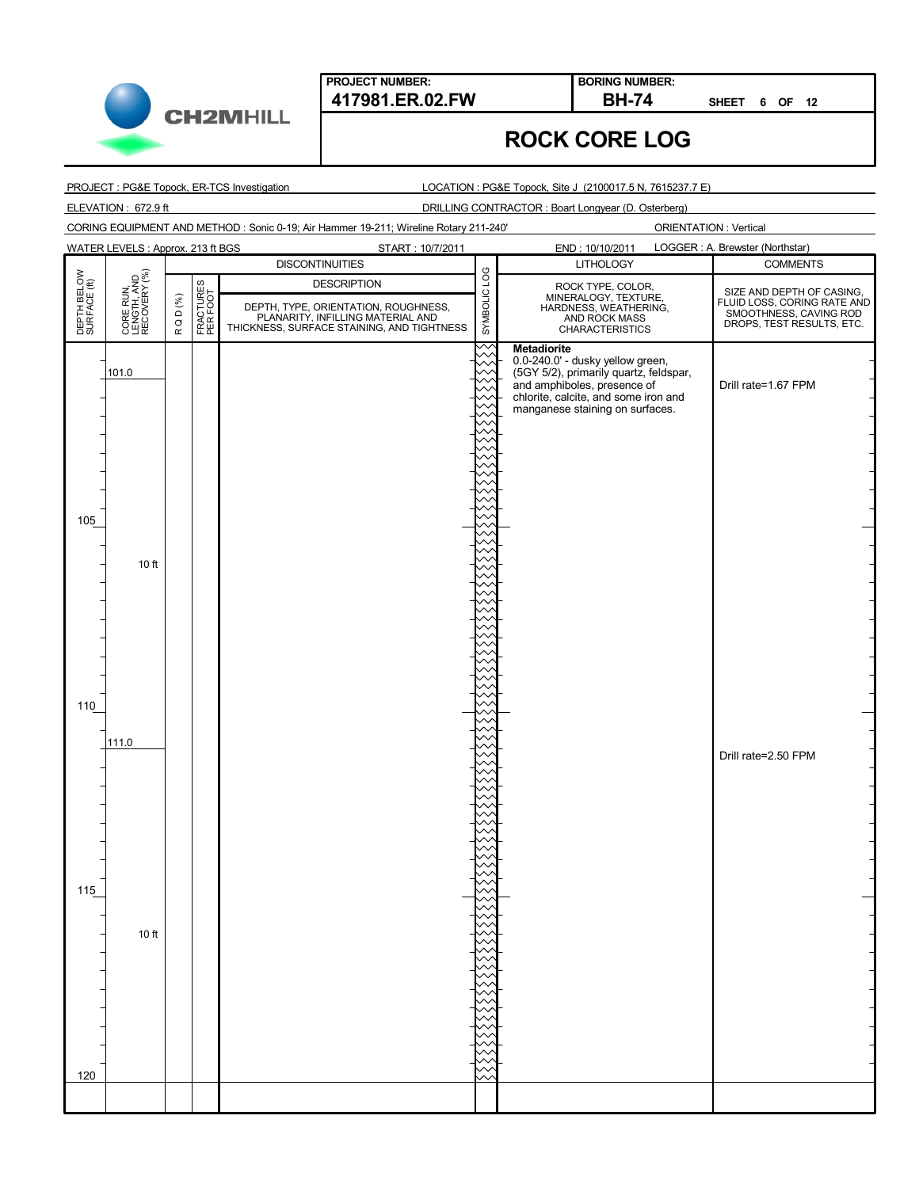**PROJECT NUMBER:** 417981.ER.02.FW

**BORING NUMBER:** BH-74

SHEET 6 OF 12

# ROCK CORE LOG

PROJECT : PG&E Topock, ER-TCS Investigation

LOCATION : PG&E Topock, Site J (2100017.5 N, 7615237.7 E)

ELEVATION : 672.9 ft

DRILLING CONTRACTOR : Boart Longyear (D. Osterberg)

CORING EQUIPMENT AND METHOD : Sonic 0-19; Air Hammer 19-211; Wireline Rotary 211-240'

ORIENTATION : Vertical

WATER LEVELS : Approx. 213 ft BGS

START : 10/7/2011

END : 10/10/2011

LOGGER : A. Brewster (Northstar)

| DEPTH BELOW SURFACE (ft) | CORE RUN, LENGTH, AND RECOVERY (%) | R Q D (%) | FRACTURES PER FOOT | DISCONTINUITIES DESCRIPTION: DEPTH, TYPE, ORIENTATION, ROUGHNESS, PLANARITY, INFILLING MATERIAL AND THICKNESS, SURFACE STAINING, AND TIGHTNESS | SYMBOLIC LOG | LITHOLOGY: ROCK TYPE, COLOR, MINERALOGY, TEXTURE, HARDNESS, WEATHERING, AND ROCK MASS CHARACTERISTICS | COMMENTS: SIZE AND DEPTH OF CASING, FLUID LOSS, CORING RATE AND SMOOTHNESS, CAVING ROD DROPS, TEST RESULTS, ETC. |
|---|---|---|---|---|---|---|---|
| | 101.0 | | | | | **Metadiorite** 0.0-240.0' - dusky yellow green, (5GY 5/2), primarily quartz, feldspar, and amphiboles, presence of chlorite, calcite, and some iron and manganese staining on surfaces. | Drill rate=1.67 FPM |
| 105 | 10 ft | | | | | | |
| 110 | 111.0 | | | | | | Drill rate=2.50 FPM |
| 115 | 10 ft | | | | | | |
| 120 | | | | | | | |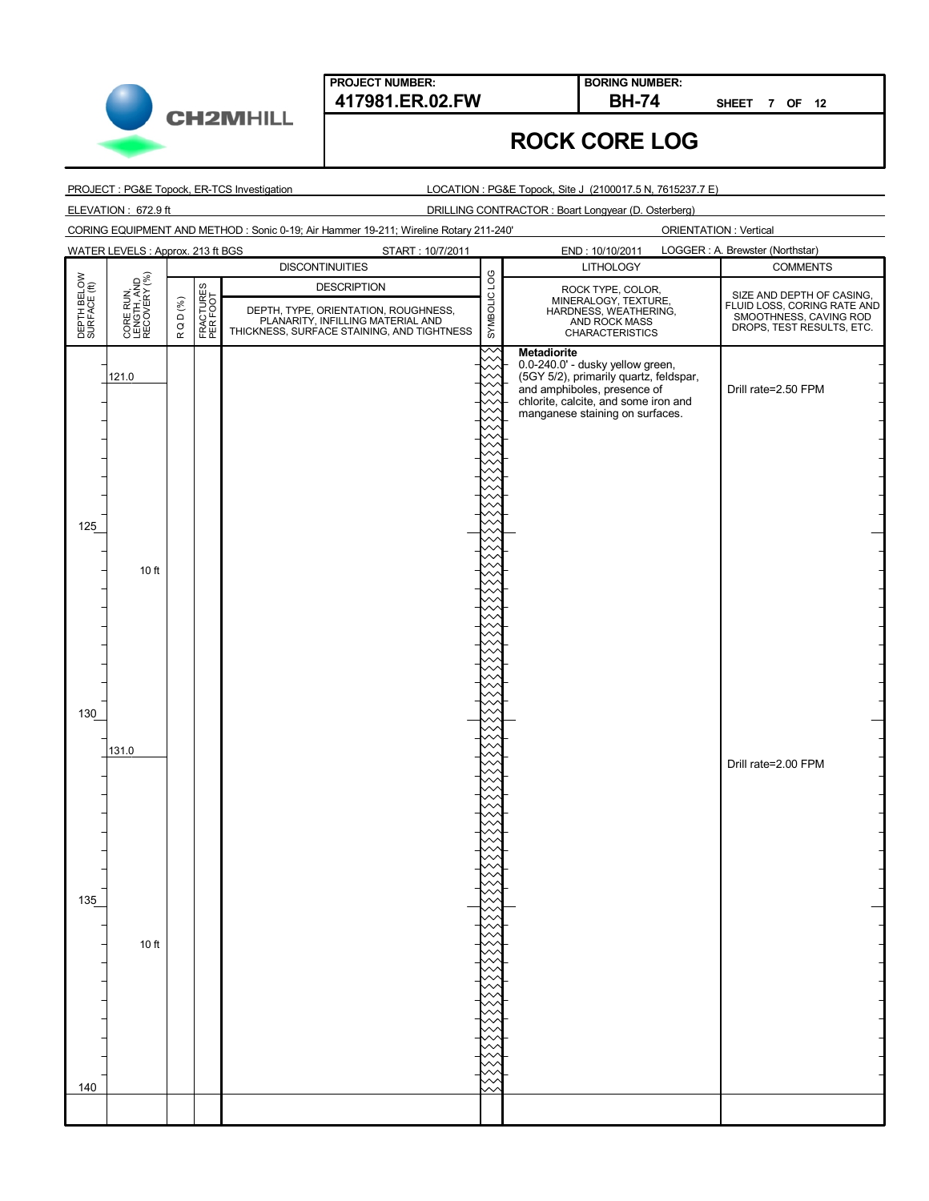**PROJECT NUMBER:** 417981.ER.02.FW

**BORING NUMBER:** BH-74

SHEET 7 OF 12

# ROCK CORE LOG

PROJECT : PG&E Topock, ER-TCS Investigation

LOCATION : PG&E Topock, Site J (2100017.5 N, 7615237.7 E)

ELEVATION : 672.9 ft

DRILLING CONTRACTOR : Boart Longyear (D. Osterberg)

CORING EQUIPMENT AND METHOD : Sonic 0-19; Air Hammer 19-211; Wireline Rotary 211-240'

ORIENTATION : Vertical

WATER LEVELS : Approx. 213 ft BGS

START : 10/7/2011

END : 10/10/2011

LOGGER : A. Brewster (Northstar)

| DEPTH BELOW SURFACE (ft) | CORE RUN, LENGTH, AND RECOVERY (%) | R Q D (%) | FRACTURES PER FOOT | DISCONTINUITIES DESCRIPTION: DEPTH, TYPE, ORIENTATION, ROUGHNESS, PLANARITY, INFILLING MATERIAL AND THICKNESS, SURFACE STAINING, AND TIGHTNESS | SYMBOLIC LOG | LITHOLOGY: ROCK TYPE, COLOR, MINERALOGY, TEXTURE, HARDNESS, WEATHERING, AND ROCK MASS CHARACTERISTICS | COMMENTS: SIZE AND DEPTH OF CASING, FLUID LOSS, CORING RATE AND SMOOTHNESS, CAVING ROD DROPS, TEST RESULTS, ETC. |
|---|---|---|---|---|---|---|---|
| | 121.0 | | | | | **Metadiorite** 0.0-240.0' - dusky yellow green, (5GY 5/2), primarily quartz, feldspar, and amphiboles, presence of chlorite, calcite, and some iron and manganese staining on surfaces. | Drill rate=2.50 FPM |
| 125 | 10 ft | | | | | | |
| 130 | 131.0 | | | | | | Drill rate=2.00 FPM |
| 135 | 10 ft | | | | | | |
| 140 | | | | | | | |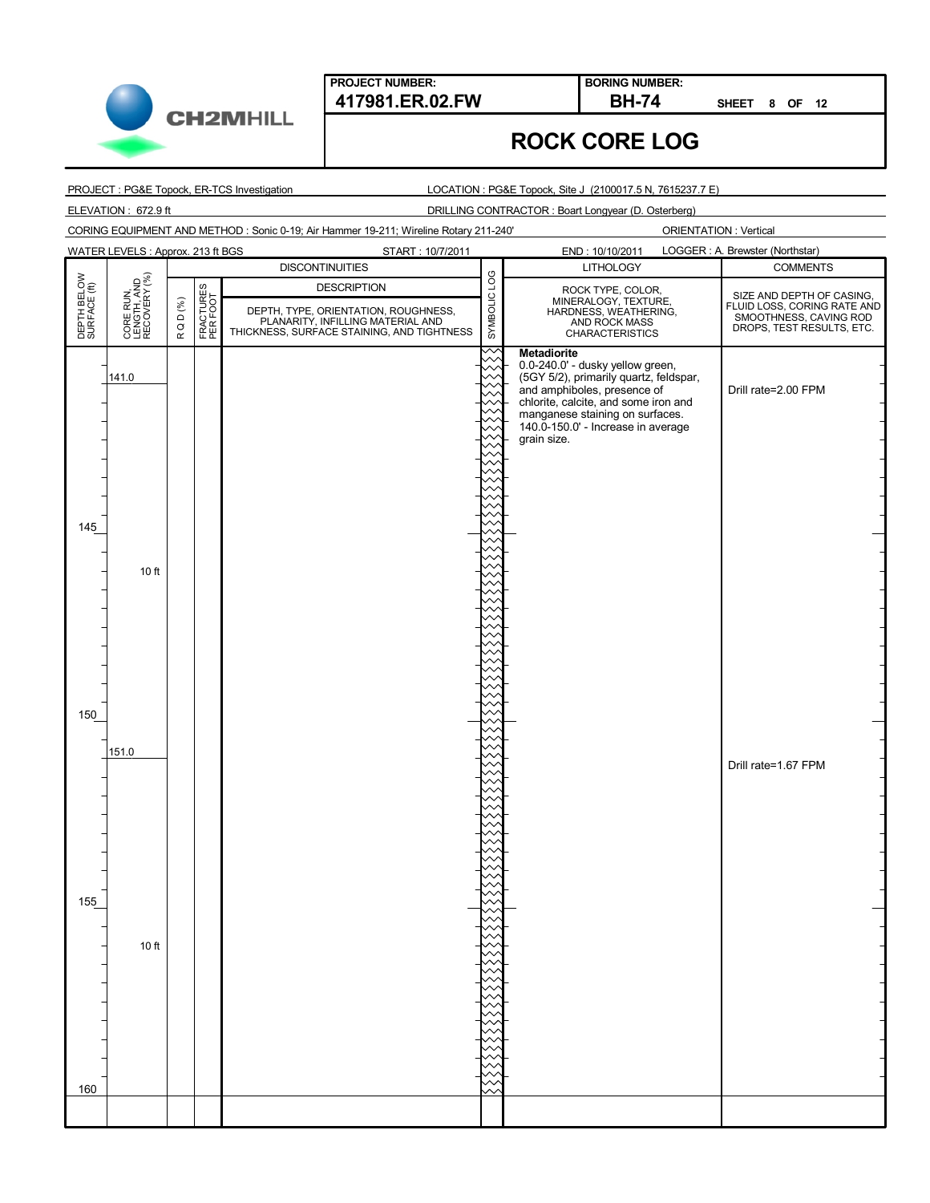CH2MHILL

**PROJECT NUMBER:** 417981.ER.02.FW

**BORING NUMBER:** BH-74

**SHEET** 8 **OF** 12

# ROCK CORE LOG

PROJECT : PG&E Topock, ER-TCS Investigation

LOCATION : PG&E Topock, Site J (2100017.5 N, 7615237.7 E)

ELEVATION : 672.9 ft

DRILLING CONTRACTOR : Boart Longyear (D. Osterberg)

CORING EQUIPMENT AND METHOD : Sonic 0-19; Air Hammer 19-211; Wireline Rotary 211-240'

ORIENTATION : Vertical

WATER LEVELS : Approx. 213 ft BGS

START : 10/7/2011

END : 10/10/2011

LOGGER : A. Brewster (Northstar)

| DEPTH BELOW SURFACE (ft) | CORE RUN, LENGTH, AND RECOVERY (%) | R Q D (%) | FRACTURES PER FOOT | DISCONTINUITIES — DESCRIPTION: DEPTH, TYPE, ORIENTATION, ROUGHNESS, PLANARITY, INFILLING MATERIAL AND THICKNESS, SURFACE STAINING, AND TIGHTNESS | SYMBOLIC LOG | LITHOLOGY — ROCK TYPE, COLOR, MINERALOGY, TEXTURE, HARDNESS, WEATHERING, AND ROCK MASS CHARACTERISTICS | COMMENTS — SIZE AND DEPTH OF CASING, FLUID LOSS, CORING RATE AND SMOOTHNESS, CAVING ROD DROPS, TEST RESULTS, ETC. |
|---|---|---|---|---|---|---|---|
| | 141.0 | | | | | **Metadiorite** 0.0-240.0' - dusky yellow green, (5GY 5/2), primarily quartz, feldspar, and amphiboles, presence of chlorite, calcite, and some iron and manganese staining on surfaces. 140.0-150.0' - Increase in average grain size. | Drill rate=2.00 FPM |
| 145 | 10 ft | | | | | | |
| 150 | 151.0 | | | | | | Drill rate=1.67 FPM |
| 155 | 10 ft | | | | | | |
| 160 | | | | | | | |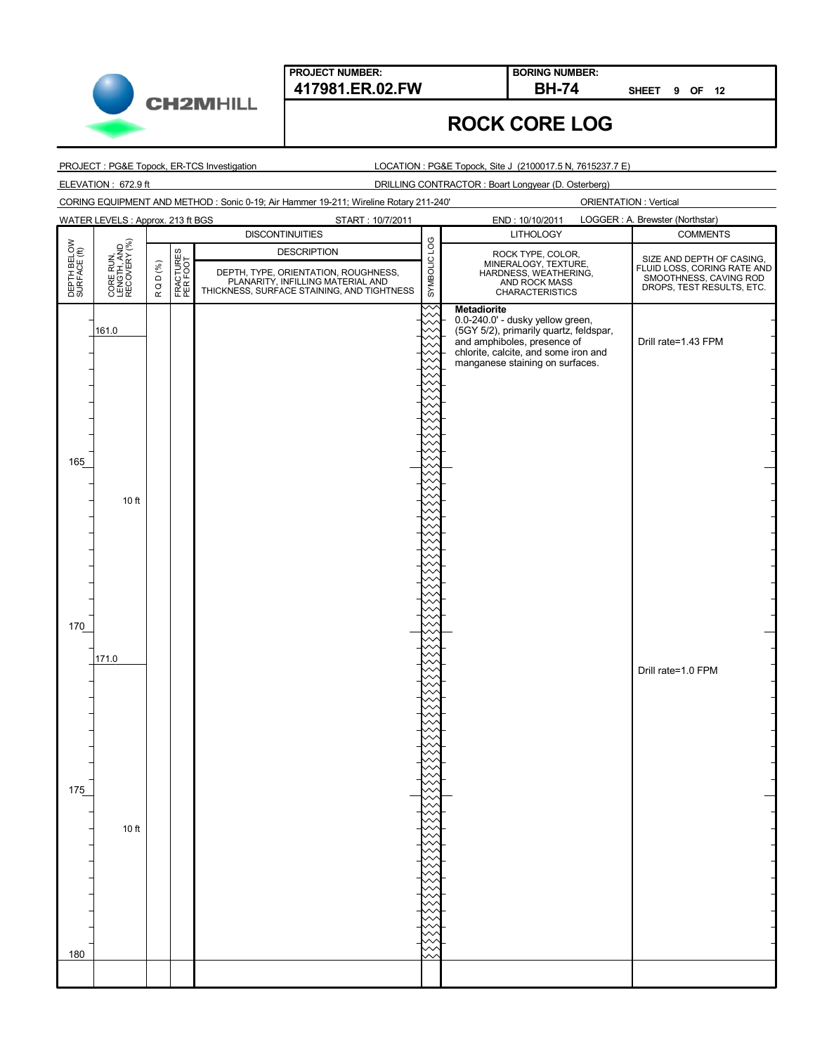**PROJECT NUMBER:** 417981.ER.02.FW

**BORING NUMBER:** BH-74

SHEET 9 OF 12

# ROCK CORE LOG

PROJECT : PG&E Topock, ER-TCS Investigation

LOCATION : PG&E Topock, Site J (2100017.5 N, 7615237.7 E)

ELEVATION : 672.9 ft

DRILLING CONTRACTOR : Boart Longyear (D. Osterberg)

CORING EQUIPMENT AND METHOD : Sonic 0-19; Air Hammer 19-211; Wireline Rotary 211-240'

ORIENTATION : Vertical

WATER LEVELS : Approx. 213 ft BGS

START : 10/7/2011

END : 10/10/2011

LOGGER : A. Brewster (Northstar)

| DEPTH BELOW SURFACE (ft) | CORE RUN, LENGTH, AND RECOVERY (%) | R Q D (%) | FRACTURES PER FOOT | DISCONTINUITIES DESCRIPTION: DEPTH, TYPE, ORIENTATION, ROUGHNESS, PLANARITY, INFILLING MATERIAL AND THICKNESS, SURFACE STAINING, AND TIGHTNESS | SYMBOLIC LOG | LITHOLOGY: ROCK TYPE, COLOR, MINERALOGY, TEXTURE, HARDNESS, WEATHERING, AND ROCK MASS CHARACTERISTICS | COMMENTS: SIZE AND DEPTH OF CASING, FLUID LOSS, CORING RATE AND SMOOTHNESS, CAVING ROD DROPS, TEST RESULTS, ETC. |
|---|---|---|---|---|---|---|---|
| | 161.0 | | | | | **Metadiorite** 0.0-240.0' - dusky yellow green, (5GY 5/2), primarily quartz, feldspar, and amphiboles, presence of chlorite, calcite, and some iron and manganese staining on surfaces. | Drill rate=1.43 FPM |
| 165 | 10 ft | | | | | | |
| 170 | | | | | | | |
| | 171.0 | | | | | | Drill rate=1.0 FPM |
| 175 | 10 ft | | | | | | |
| 180 | | | | | | | |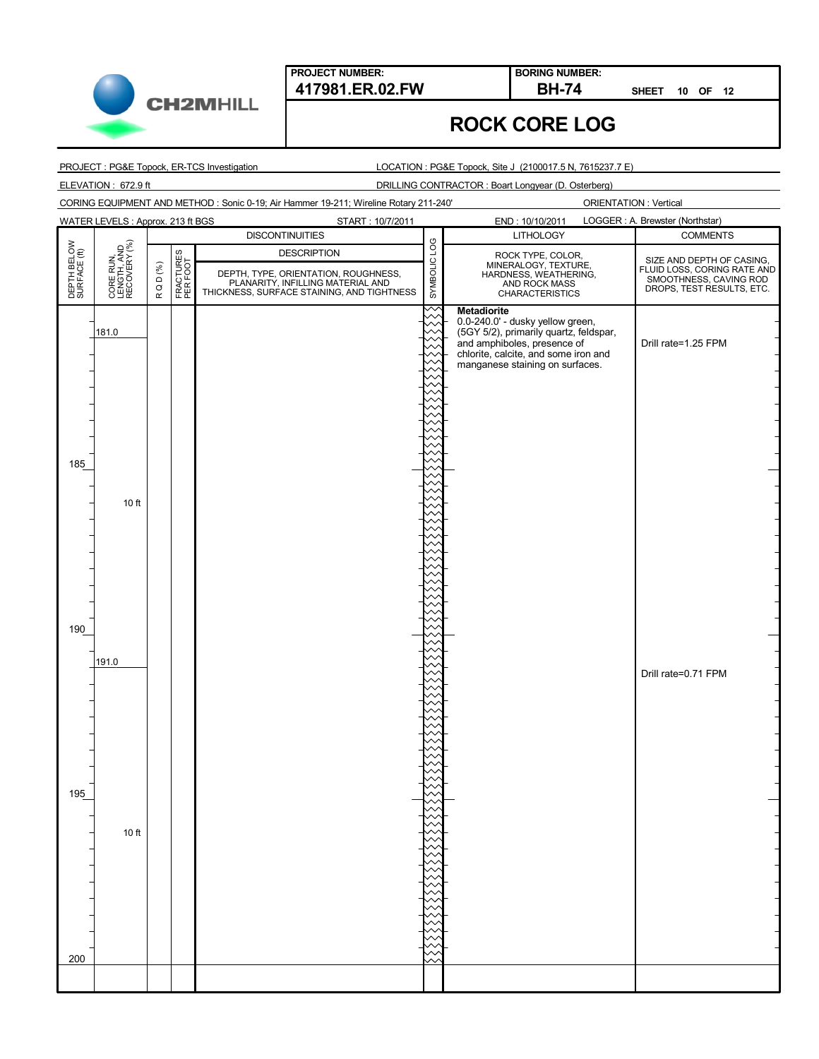**PROJECT NUMBER:** 417981.ER.02.FW

**BORING NUMBER:** BH-74

**SHEET** 10 **OF** 12

# ROCK CORE LOG

PROJECT : PG&E Topock, ER-TCS Investigation

LOCATION : PG&E Topock, Site J (2100017.5 N, 7615237.7 E)

ELEVATION : 672.9 ft

DRILLING CONTRACTOR : Boart Longyear (D. Osterberg)

CORING EQUIPMENT AND METHOD : Sonic 0-19; Air Hammer 19-211; Wireline Rotary 211-240'

ORIENTATION : Vertical

WATER LEVELS : Approx. 213 ft BGS

START : 10/7/2011

END : 10/10/2011

LOGGER : A. Brewster (Northstar)

| DEPTH BELOW SURFACE (ft) | CORE RUN, LENGTH, AND RECOVERY (%) | R Q D (%) | FRACTURES PER FOOT | DISCONTINUITIES — DESCRIPTION: DEPTH, TYPE, ORIENTATION, ROUGHNESS, PLANARITY, INFILLING MATERIAL AND THICKNESS, SURFACE STAINING, AND TIGHTNESS | SYMBOLIC LOG | LITHOLOGY — ROCK TYPE, COLOR, MINERALOGY, TEXTURE, HARDNESS, WEATHERING, AND ROCK MASS CHARACTERISTICS | COMMENTS — SIZE AND DEPTH OF CASING, FLUID LOSS, CORING RATE AND SMOOTHNESS, CAVING ROD DROPS, TEST RESULTS, ETC. |
|---|---|---|---|---|---|---|---|
| | 181.0 | | | | | **Metadiorite** 0.0-240.0' - dusky yellow green, (5GY 5/2), primarily quartz, feldspar, and amphiboles, presence of chlorite, calcite, and some iron and manganese staining on surfaces. | Drill rate=1.25 FPM |
| 185 | 10 ft | | | | | | |
| 190 | 191.0 | | | | | | Drill rate=0.71 FPM |
| 195 | 10 ft | | | | | | |
| 200 | | | | | | | |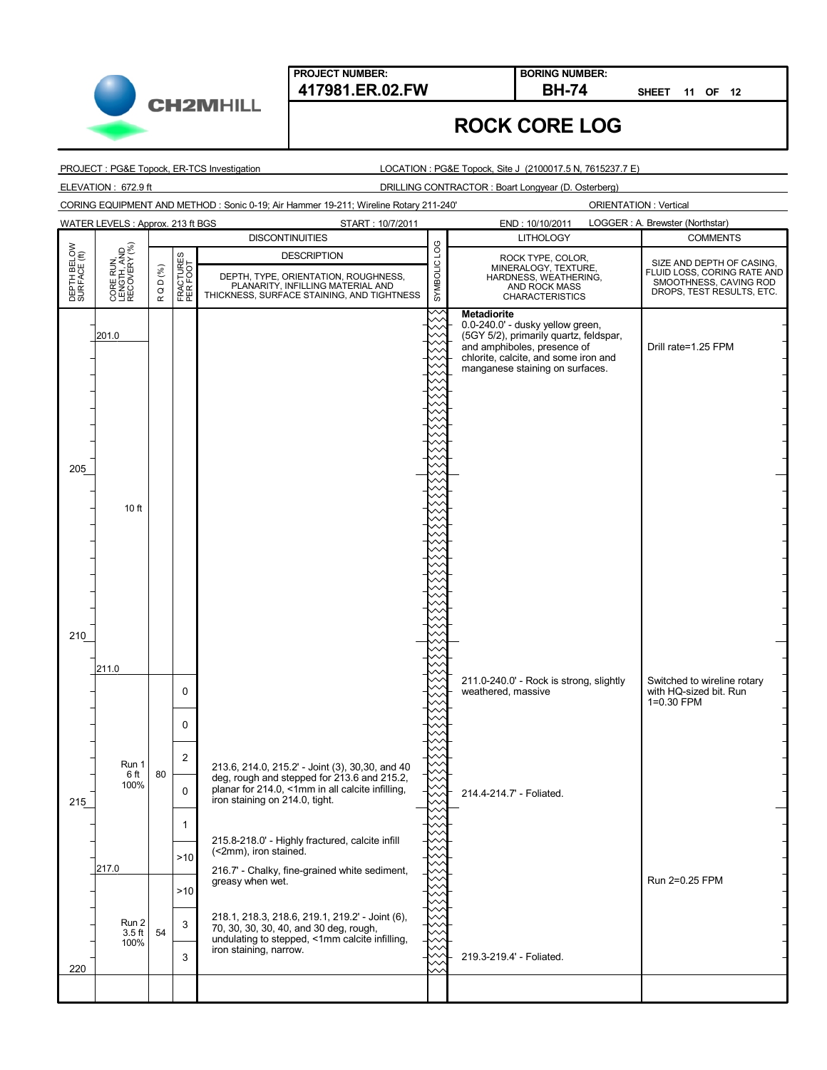**PROJECT NUMBER:** 417981.ER.02.FW

**BORING NUMBER:** BH-74

SHEET 11 OF 12

# ROCK CORE LOG

PROJECT : PG&E Topock, ER-TCS Investigation

LOCATION : PG&E Topock, Site J (2100017.5 N, 7615237.7 E)

ELEVATION : 672.9 ft

DRILLING CONTRACTOR : Boart Longyear (D. Osterberg)

CORING EQUIPMENT AND METHOD : Sonic 0-19; Air Hammer 19-211; Wireline Rotary 211-240'

ORIENTATION : Vertical

WATER LEVELS : Approx. 213 ft BGS

START : 10/7/2011

END : 10/10/2011

LOGGER : A. Brewster (Northstar)

| DEPTH BELOW SURFACE (ft) | CORE RUN, LENGTH, AND RECOVERY (%) | RQD (%) | FRACTURES PER FOOT | DISCONTINUITIES DESCRIPTION: DEPTH, TYPE, ORIENTATION, ROUGHNESS, PLANARITY, INFILLING MATERIAL AND THICKNESS, SURFACE STAINING, AND TIGHTNESS | LITHOLOGY: ROCK TYPE, COLOR, MINERALOGY, TEXTURE, HARDNESS, WEATHERING, AND ROCK MASS CHARACTERISTICS | COMMENTS: SIZE AND DEPTH OF CASING, FLUID LOSS, CORING RATE AND SMOOTHNESS, CAVING ROD DROPS, TEST RESULTS, ETC. |
|---|---|---|---|---|---|---|
| | 201.0 | | | | **Metadiorite** 0.0-240.0' - dusky yellow green, (5GY 5/2), primarily quartz, feldspar, and amphiboles, presence of chlorite, calcite, and some iron and manganese staining on surfaces. | Drill rate=1.25 FPM |
| 205 | 10 ft | | | | | |
| 210 | 211.0 | | | | | |
| | | | 0 | | 211.0-240.0' - Rock is strong, slightly weathered, massive | Switched to wireline rotary with HQ-sized bit. Run 1=0.30 FPM |
| | | | 0 | | | |
| | Run 1 6 ft 100% | 80 | 2 | 213.6, 214.0, 215.2' - Joint (3), 30,30, and 40 deg, rough and stepped for 213.6 and 215.2, planar for 214.0, <1mm in all calcite infilling, iron staining on 214.0, tight. | | |
| 215 | | | 0 | | 214.4-214.7' - Foliated. | |
| | | | 1 | 215.8-218.0' - Highly fractured, calcite infill (<2mm), iron stained. | | |
| | 217.0 | | >10 | 216.7' - Chalky, fine-grained white sediment, greasy when wet. | | |
| | | | >10 | | | Run 2=0.25 FPM |
| | Run 2 3.5 ft 100% | 54 | 3 | 218.1, 218.3, 218.6, 219.1, 219.2' - Joint (6), 70, 30, 30, 30, 40, and 30 deg, rough, undulating to stepped, <1mm calcite infilling, iron staining, narrow. | | |
| 220 | | | 3 | | 219.3-219.4' - Foliated. | |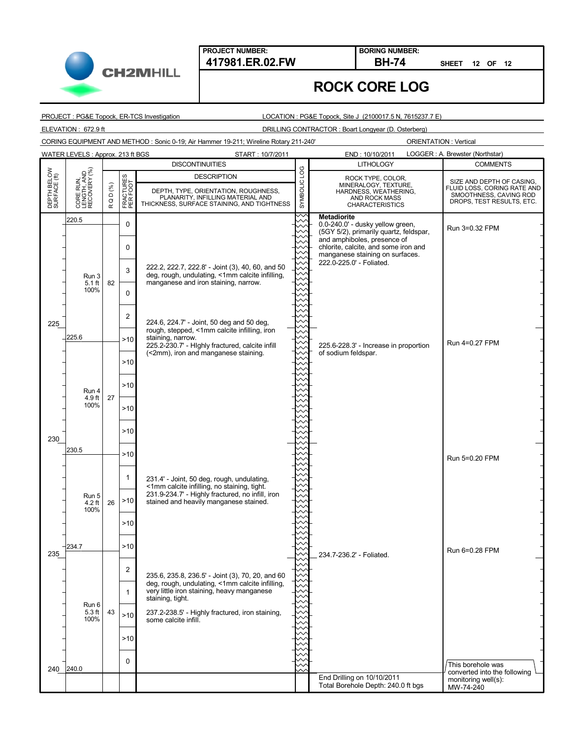**PROJECT NUMBER:** 417981.ER.02.FW

**BORING NUMBER:** BH-74

**SHEET** 12 **OF** 12

# ROCK CORE LOG

PROJECT : PG&E Topock, ER-TCS Investigation

LOCATION : PG&E Topock, Site J (2100017.5 N, 7615237.7 E)

ELEVATION : 672.9 ft

DRILLING CONTRACTOR : Boart Longyear (D. Osterberg)

CORING EQUIPMENT AND METHOD : Sonic 0-19; Air Hammer 19-211; Wireline Rotary 211-240'

ORIENTATION : Vertical

WATER LEVELS : Approx. 213 ft BGS

START : 10/7/2011

END : 10/10/2011

LOGGER : A. Brewster (Northstar)

| DEPTH BELOW SURFACE (ft) | CORE RUN, LENGTH, AND RECOVERY (%) | RQD (%) | FRACTURES PER FOOT | DISCONTINUITIES DESCRIPTION: DEPTH, TYPE, ORIENTATION, ROUGHNESS, PLANARITY, INFILLING MATERIAL AND THICKNESS, SURFACE STAINING, AND TIGHTNESS | SYMBOLIC LOG | LITHOLOGY: ROCK TYPE, COLOR, MINERALOGY, TEXTURE, HARDNESS, WEATHERING, AND ROCK MASS CHARACTERISTICS | COMMENTS: SIZE AND DEPTH OF CASING, FLUID LOSS, CORING RATE AND SMOOTHNESS, CAVING ROD DROPS, TEST RESULTS, ETC. |
|---|---|---|---|---|---|---|---|
| | 220.5 | | 0 | | | **Metadiorite** 0.0-240.0' - dusky yellow green, (5GY 5/2), primarily quartz, feldspar, and amphiboles, presence of chlorite, calcite, and some iron and manganese staining on surfaces. 222.0-225.0' - Foliated. | Run 3=0.32 FPM |
| | | | 0 | | | | |
| | Run 3 5.1 ft 100% | 82 | 3 | 222.2, 222.7, 222.8' - Joint (3), 40, 60, and 50 deg, rough, undulating, <1mm calcite infilling, manganese and iron staining, narrow. | | | |
| | | | 0 | | | | |
| 225 | | | 2 | 224.6, 224.7' - Joint, 50 deg and 50 deg, rough, stepped, <1mm calcite infilling, iron staining, narrow. | | | |
| | 225.6 | | >10 | 225.2-230.7' - Highly fractured, calcite infill (<2mm), iron and manganese staining. | | 225.6-228.3' - Increase in proportion of sodium feldspar. | Run 4=0.27 FPM |
| | | | >10 | | | | |
| | | | >10 | | | | |
| | Run 4 4.9 ft 100% | 27 | >10 | | | | |
| 230 | | | >10 | | | | |
| | 230.5 | | >10 | | | | Run 5=0.20 FPM |
| | | | 1 | 231.4' - Joint, 50 deg, rough, undulating, <1mm calcite infilling, no staining, tight. | | | |
| | Run 5 4.2 ft 100% | 26 | >10 | 231.9-234.7' - Highly fractured, no infill, iron stained and heavily manganese stained. | | | |
| | | | >10 | | | | |
| 235 | 234.7 | | >10 | | | 234.7-236.2' - Foliated. | Run 6=0.28 FPM |
| | | | 2 | 235.6, 235.8, 236.5' - Joint (3), 70, 20, and 60 deg, rough, undulating, <1mm calcite infilling, very little iron staining, heavy manganese staining, tight. | | | |
| | | | 1 | | | | |
| | Run 6 5.3 ft 100% | 43 | >10 | 237.2-238.5' - Highly fractured, iron staining, some calcite infill. | | | |
| | | | >10 | | | | |
| 240 | 240.0 | | 0 | | | End Drilling on 10/10/2011 Total Borehole Depth: 240.0 ft bgs | This borehole was converted into the following monitoring well(s): MW-74-240 |